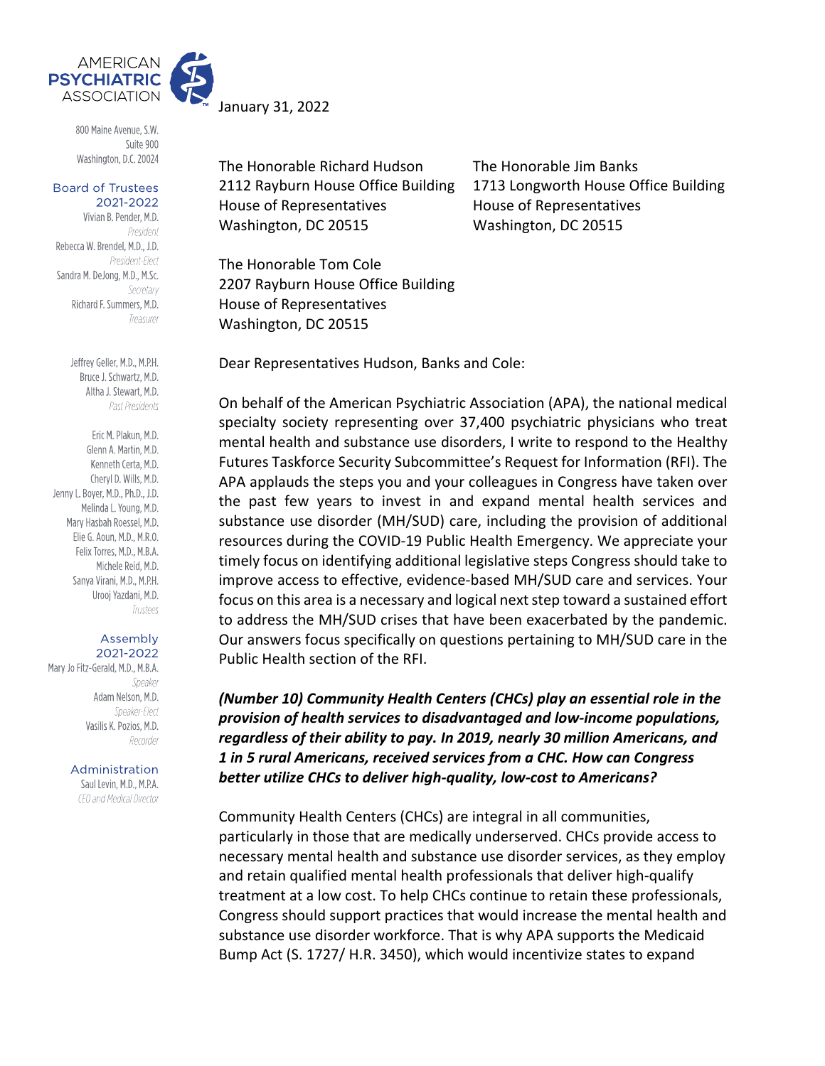AMERICAN PSYCHIATRIC ASSOCIATION

800 Maine Avenue, S.W.
Suite 900
Washington, D.C. 20024

**Board of Trustees 2021-2022**

Vivian B. Pender, M.D.
*President*
Rebecca W. Brendel, M.D., J.D.
*President-Elect*
Sandra M. DeJong, M.D., M.Sc.
*Secretary*
Richard F. Summers, M.D.
*Treasurer*

Jeffrey Geller, M.D., M.P.H.
Bruce J. Schwartz, M.D.
Altha J. Stewart, M.D.
*Past Presidents*

Eric M. Plakun, M.D.
Glenn A. Martin, M.D.
Kenneth Certa, M.D.
Cheryl D. Wills, M.D.
Jenny L. Boyer, M.D., Ph.D., J.D.
Melinda L. Young, M.D.
Mary Hasbah Roessel, M.D.
Elie G. Aoun, M.D., M.R.O.
Felix Torres, M.D., M.B.A.
Michele Reid, M.D.
Sanya Virani, M.D., M.P.H.
Urooj Yazdani, M.D.
*Trustees*

**Assembly 2021-2022**

Mary Jo Fitz-Gerald, M.D., M.B.A.
*Speaker*
Adam Nelson, M.D.
*Speaker-Elect*
Vasilis K. Pozios, M.D.
*Recorder*

**Administration**

Saul Levin, M.D., M.P.A.
*CEO and Medical Director*

January 31, 2022

The Honorable Richard Hudson
2112 Rayburn House Office Building
House of Representatives
Washington, DC 20515

The Honorable Jim Banks
1713 Longworth House Office Building
House of Representatives
Washington, DC 20515

The Honorable Tom Cole
2207 Rayburn House Office Building
House of Representatives
Washington, DC 20515

Dear Representatives Hudson, Banks and Cole:

On behalf of the American Psychiatric Association (APA), the national medical specialty society representing over 37,400 psychiatric physicians who treat mental health and substance use disorders, I write to respond to the Healthy Futures Taskforce Security Subcommittee's Request for Information (RFI). The APA applauds the steps you and your colleagues in Congress have taken over the past few years to invest in and expand mental health services and substance use disorder (MH/SUD) care, including the provision of additional resources during the COVID-19 Public Health Emergency. We appreciate your timely focus on identifying additional legislative steps Congress should take to improve access to effective, evidence-based MH/SUD care and services. Your focus on this area is a necessary and logical next step toward a sustained effort to address the MH/SUD crises that have been exacerbated by the pandemic. Our answers focus specifically on questions pertaining to MH/SUD care in the Public Health section of the RFI.

***(Number 10) Community Health Centers (CHCs) play an essential role in the provision of health services to disadvantaged and low-income populations, regardless of their ability to pay. In 2019, nearly 30 million Americans, and 1 in 5 rural Americans, received services from a CHC. How can Congress better utilize CHCs to deliver high-quality, low-cost to Americans?***

Community Health Centers (CHCs) are integral in all communities, particularly in those that are medically underserved. CHCs provide access to necessary mental health and substance use disorder services, as they employ and retain qualified mental health professionals that deliver high-qualify treatment at a low cost. To help CHCs continue to retain these professionals, Congress should support practices that would increase the mental health and substance use disorder workforce. That is why APA supports the Medicaid Bump Act (S. 1727/ H.R. 3450), which would incentivize states to expand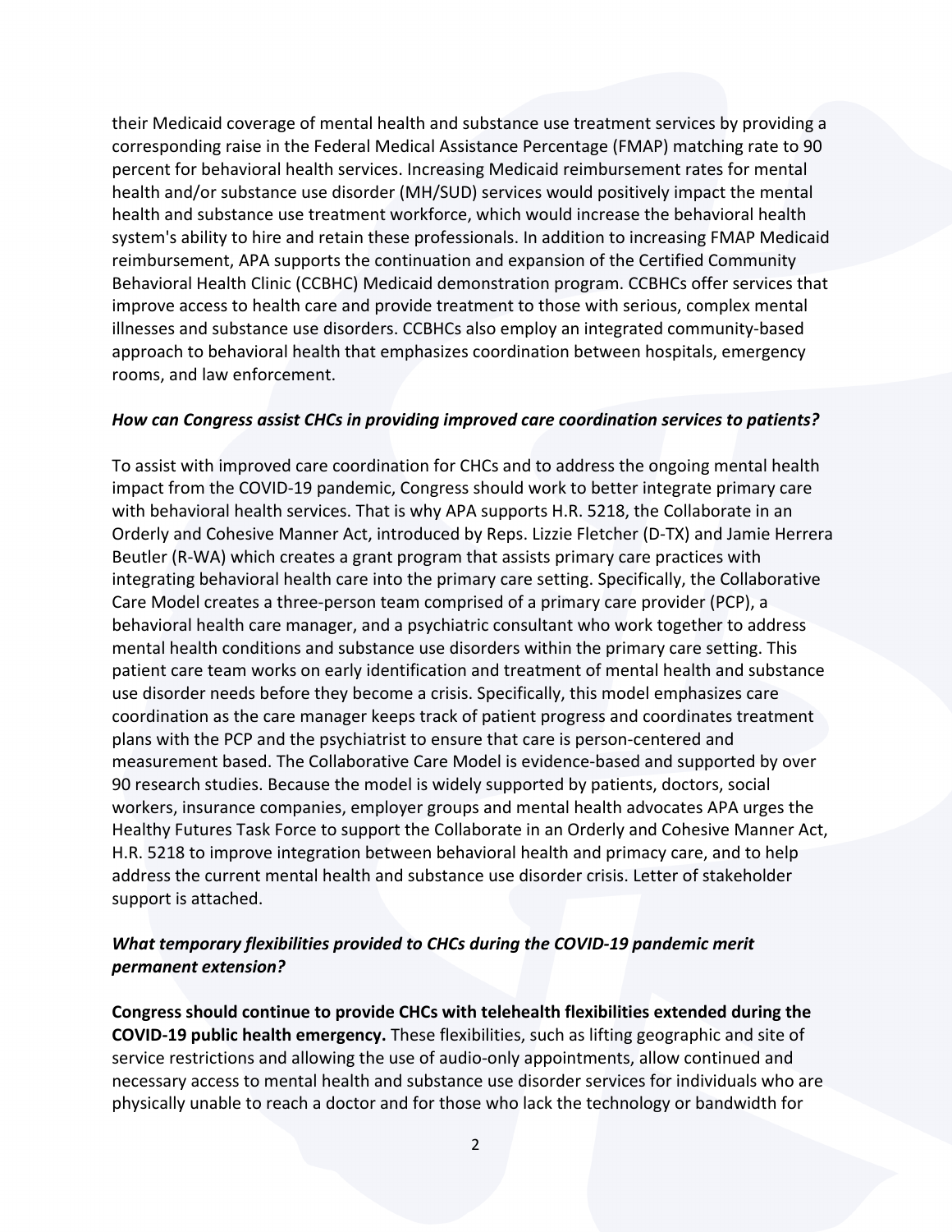their Medicaid coverage of mental health and substance use treatment services by providing a corresponding raise in the Federal Medical Assistance Percentage (FMAP) matching rate to 90 percent for behavioral health services. Increasing Medicaid reimbursement rates for mental health and/or substance use disorder (MH/SUD) services would positively impact the mental health and substance use treatment workforce, which would increase the behavioral health system's ability to hire and retain these professionals. In addition to increasing FMAP Medicaid reimbursement, APA supports the continuation and expansion of the Certified Community Behavioral Health Clinic (CCBHC) Medicaid demonstration program. CCBHCs offer services that improve access to health care and provide treatment to those with serious, complex mental illnesses and substance use disorders. CCBHCs also employ an integrated community-based approach to behavioral health that emphasizes coordination between hospitals, emergency rooms, and law enforcement.

***How can Congress assist CHCs in providing improved care coordination services to patients?***

To assist with improved care coordination for CHCs and to address the ongoing mental health impact from the COVID-19 pandemic, Congress should work to better integrate primary care with behavioral health services. That is why APA supports H.R. 5218, the Collaborate in an Orderly and Cohesive Manner Act, introduced by Reps. Lizzie Fletcher (D-TX) and Jamie Herrera Beutler (R-WA) which creates a grant program that assists primary care practices with integrating behavioral health care into the primary care setting. Specifically, the Collaborative Care Model creates a three-person team comprised of a primary care provider (PCP), a behavioral health care manager, and a psychiatric consultant who work together to address mental health conditions and substance use disorders within the primary care setting. This patient care team works on early identification and treatment of mental health and substance use disorder needs before they become a crisis. Specifically, this model emphasizes care coordination as the care manager keeps track of patient progress and coordinates treatment plans with the PCP and the psychiatrist to ensure that care is person-centered and measurement based. The Collaborative Care Model is evidence-based and supported by over 90 research studies. Because the model is widely supported by patients, doctors, social workers, insurance companies, employer groups and mental health advocates APA urges the Healthy Futures Task Force to support the Collaborate in an Orderly and Cohesive Manner Act, H.R. 5218 to improve integration between behavioral health and primacy care, and to help address the current mental health and substance use disorder crisis. Letter of stakeholder support is attached.

***What temporary flexibilities provided to CHCs during the COVID-19 pandemic merit permanent extension?***

**Congress should continue to provide CHCs with telehealth flexibilities extended during the COVID-19 public health emergency.** These flexibilities, such as lifting geographic and site of service restrictions and allowing the use of audio-only appointments, allow continued and necessary access to mental health and substance use disorder services for individuals who are physically unable to reach a doctor and for those who lack the technology or bandwidth for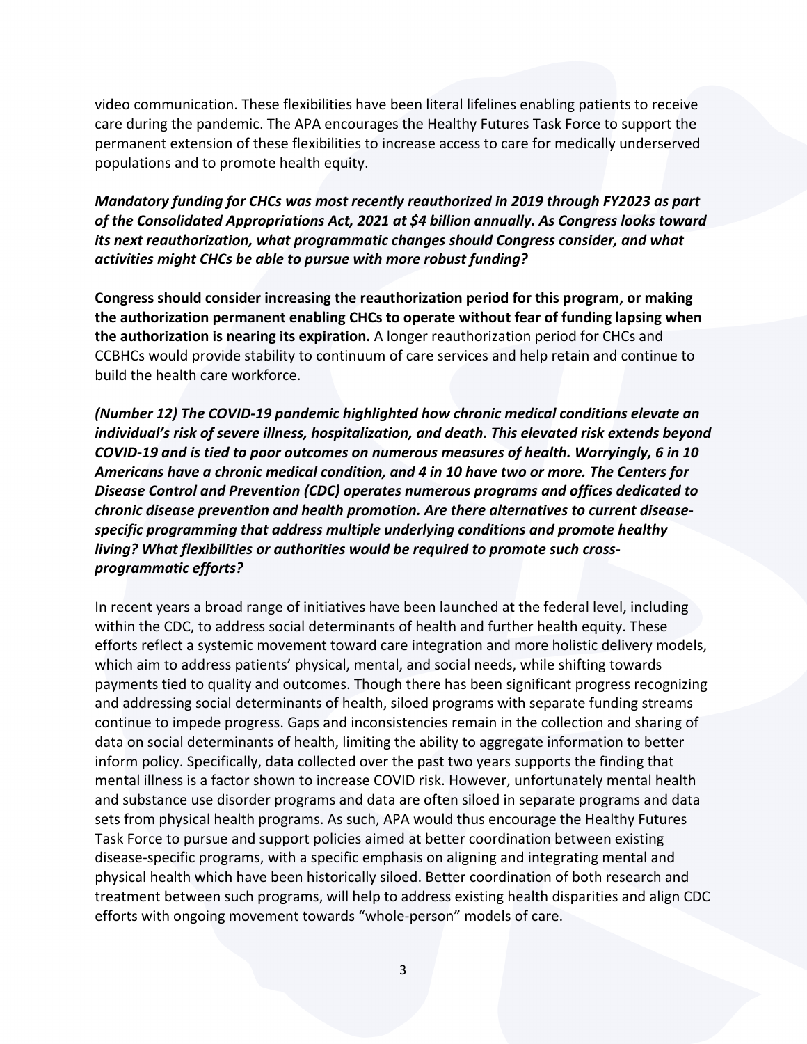video communication. These flexibilities have been literal lifelines enabling patients to receive care during the pandemic. The APA encourages the Healthy Futures Task Force to support the permanent extension of these flexibilities to increase access to care for medically underserved populations and to promote health equity.

***Mandatory funding for CHCs was most recently reauthorized in 2019 through FY2023 as part of the Consolidated Appropriations Act, 2021 at $4 billion annually. As Congress looks toward its next reauthorization, what programmatic changes should Congress consider, and what activities might CHCs be able to pursue with more robust funding?***

**Congress should consider increasing the reauthorization period for this program, or making the authorization permanent enabling CHCs to operate without fear of funding lapsing when the authorization is nearing its expiration.** A longer reauthorization period for CHCs and CCBHCs would provide stability to continuum of care services and help retain and continue to build the health care workforce.

***(Number 12) The COVID-19 pandemic highlighted how chronic medical conditions elevate an individual's risk of severe illness, hospitalization, and death. This elevated risk extends beyond COVID-19 and is tied to poor outcomes on numerous measures of health. Worryingly, 6 in 10 Americans have a chronic medical condition, and 4 in 10 have two or more. The Centers for Disease Control and Prevention (CDC) operates numerous programs and offices dedicated to chronic disease prevention and health promotion. Are there alternatives to current disease-specific programming that address multiple underlying conditions and promote healthy living? What flexibilities or authorities would be required to promote such cross-programmatic efforts?***

In recent years a broad range of initiatives have been launched at the federal level, including within the CDC, to address social determinants of health and further health equity. These efforts reflect a systemic movement toward care integration and more holistic delivery models, which aim to address patients' physical, mental, and social needs, while shifting towards payments tied to quality and outcomes. Though there has been significant progress recognizing and addressing social determinants of health, siloed programs with separate funding streams continue to impede progress. Gaps and inconsistencies remain in the collection and sharing of data on social determinants of health, limiting the ability to aggregate information to better inform policy. Specifically, data collected over the past two years supports the finding that mental illness is a factor shown to increase COVID risk. However, unfortunately mental health and substance use disorder programs and data are often siloed in separate programs and data sets from physical health programs. As such, APA would thus encourage the Healthy Futures Task Force to pursue and support policies aimed at better coordination between existing disease-specific programs, with a specific emphasis on aligning and integrating mental and physical health which have been historically siloed. Better coordination of both research and treatment between such programs, will help to address existing health disparities and align CDC efforts with ongoing movement towards "whole-person" models of care.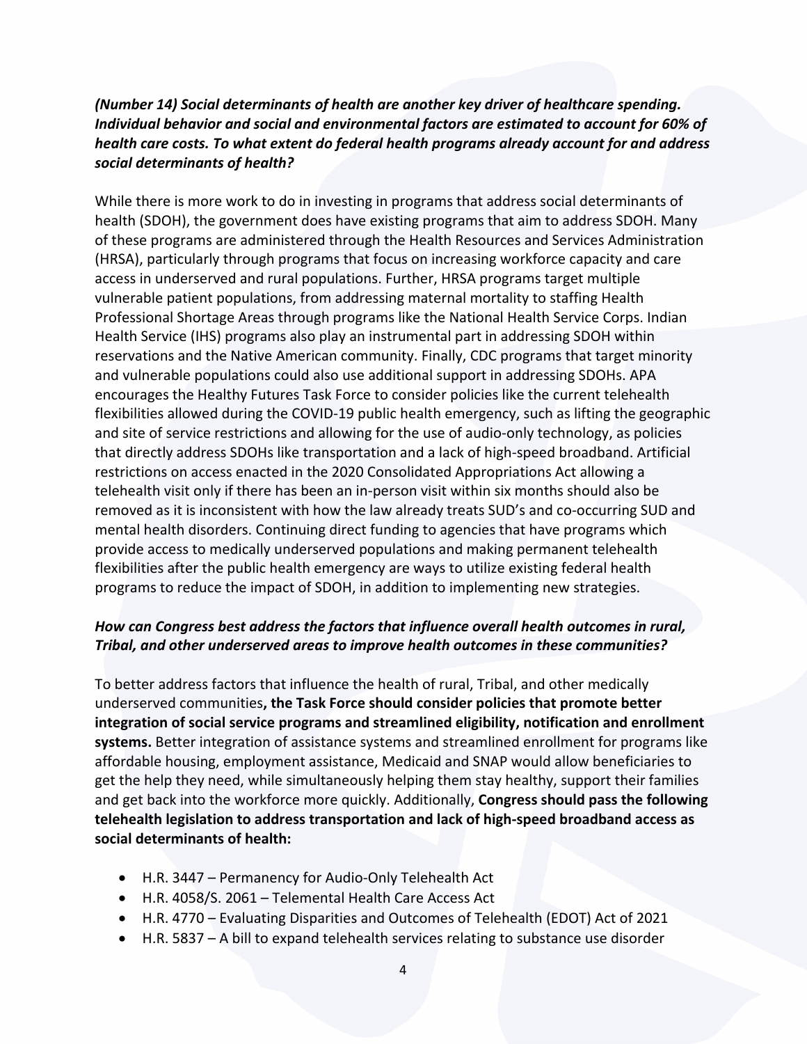***(Number 14) Social determinants of health are another key driver of healthcare spending. Individual behavior and social and environmental factors are estimated to account for 60% of health care costs. To what extent do federal health programs already account for and address social determinants of health?***

While there is more work to do in investing in programs that address social determinants of health (SDOH), the government does have existing programs that aim to address SDOH. Many of these programs are administered through the Health Resources and Services Administration (HRSA), particularly through programs that focus on increasing workforce capacity and care access in underserved and rural populations. Further, HRSA programs target multiple vulnerable patient populations, from addressing maternal mortality to staffing Health Professional Shortage Areas through programs like the National Health Service Corps. Indian Health Service (IHS) programs also play an instrumental part in addressing SDOH within reservations and the Native American community. Finally, CDC programs that target minority and vulnerable populations could also use additional support in addressing SDOHs. APA encourages the Healthy Futures Task Force to consider policies like the current telehealth flexibilities allowed during the COVID-19 public health emergency, such as lifting the geographic and site of service restrictions and allowing for the use of audio-only technology, as policies that directly address SDOHs like transportation and a lack of high-speed broadband. Artificial restrictions on access enacted in the 2020 Consolidated Appropriations Act allowing a telehealth visit only if there has been an in-person visit within six months should also be removed as it is inconsistent with how the law already treats SUD's and co-occurring SUD and mental health disorders. Continuing direct funding to agencies that have programs which provide access to medically underserved populations and making permanent telehealth flexibilities after the public health emergency are ways to utilize existing federal health programs to reduce the impact of SDOH, in addition to implementing new strategies.

***How can Congress best address the factors that influence overall health outcomes in rural, Tribal, and other underserved areas to improve health outcomes in these communities?***

To better address factors that influence the health of rural, Tribal, and other medically underserved communities**, the Task Force should consider policies that promote better integration of social service programs and streamlined eligibility, notification and enrollment systems.** Better integration of assistance systems and streamlined enrollment for programs like affordable housing, employment assistance, Medicaid and SNAP would allow beneficiaries to get the help they need, while simultaneously helping them stay healthy, support their families and get back into the workforce more quickly. Additionally, **Congress should pass the following telehealth legislation to address transportation and lack of high-speed broadband access as social determinants of health:**

- H.R. 3447 – Permanency for Audio-Only Telehealth Act
- H.R. 4058/S. 2061 – Telemental Health Care Access Act
- H.R. 4770 – Evaluating Disparities and Outcomes of Telehealth (EDOT) Act of 2021
- H.R. 5837 – A bill to expand telehealth services relating to substance use disorder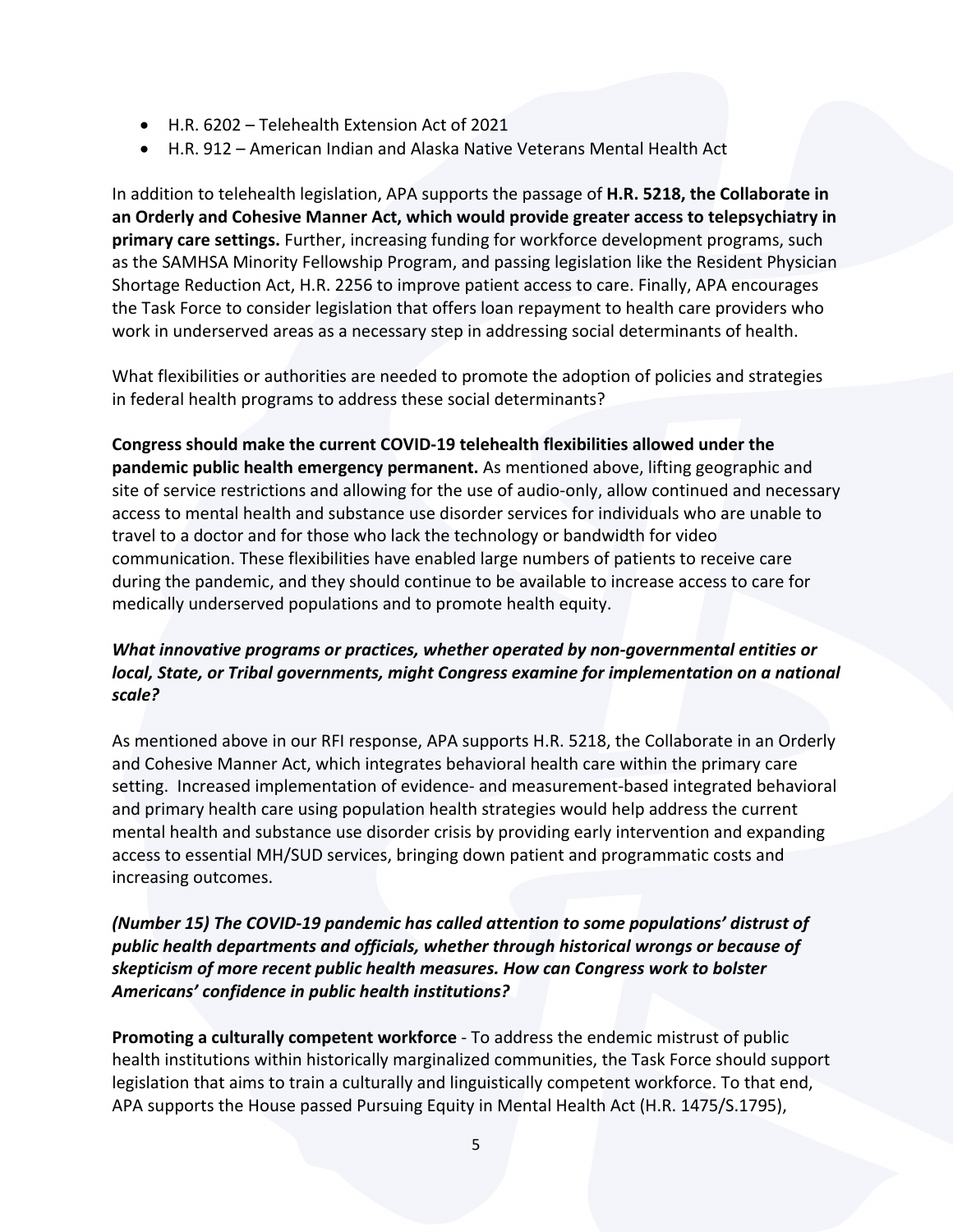- H.R. 6202 – Telehealth Extension Act of 2021
- H.R. 912 – American Indian and Alaska Native Veterans Mental Health Act

In addition to telehealth legislation, APA supports the passage of **H.R. 5218, the Collaborate in an Orderly and Cohesive Manner Act, which would provide greater access to telepsychiatry in primary care settings.** Further, increasing funding for workforce development programs, such as the SAMHSA Minority Fellowship Program, and passing legislation like the Resident Physician Shortage Reduction Act, H.R. 2256 to improve patient access to care. Finally, APA encourages the Task Force to consider legislation that offers loan repayment to health care providers who work in underserved areas as a necessary step in addressing social determinants of health.

What flexibilities or authorities are needed to promote the adoption of policies and strategies in federal health programs to address these social determinants?

**Congress should make the current COVID-19 telehealth flexibilities allowed under the pandemic public health emergency permanent.** As mentioned above, lifting geographic and site of service restrictions and allowing for the use of audio-only, allow continued and necessary access to mental health and substance use disorder services for individuals who are unable to travel to a doctor and for those who lack the technology or bandwidth for video communication. These flexibilities have enabled large numbers of patients to receive care during the pandemic, and they should continue to be available to increase access to care for medically underserved populations and to promote health equity.

***What innovative programs or practices, whether operated by non-governmental entities or local, State, or Tribal governments, might Congress examine for implementation on a national scale?***

As mentioned above in our RFI response, APA supports H.R. 5218, the Collaborate in an Orderly and Cohesive Manner Act, which integrates behavioral health care within the primary care setting. Increased implementation of evidence- and measurement-based integrated behavioral and primary health care using population health strategies would help address the current mental health and substance use disorder crisis by providing early intervention and expanding access to essential MH/SUD services, bringing down patient and programmatic costs and increasing outcomes.

***(Number 15) The COVID-19 pandemic has called attention to some populations' distrust of public health departments and officials, whether through historical wrongs or because of skepticism of more recent public health measures. How can Congress work to bolster Americans' confidence in public health institutions?***

**Promoting a culturally competent workforce** - To address the endemic mistrust of public health institutions within historically marginalized communities, the Task Force should support legislation that aims to train a culturally and linguistically competent workforce. To that end, APA supports the House passed Pursuing Equity in Mental Health Act (H.R. 1475/S.1795),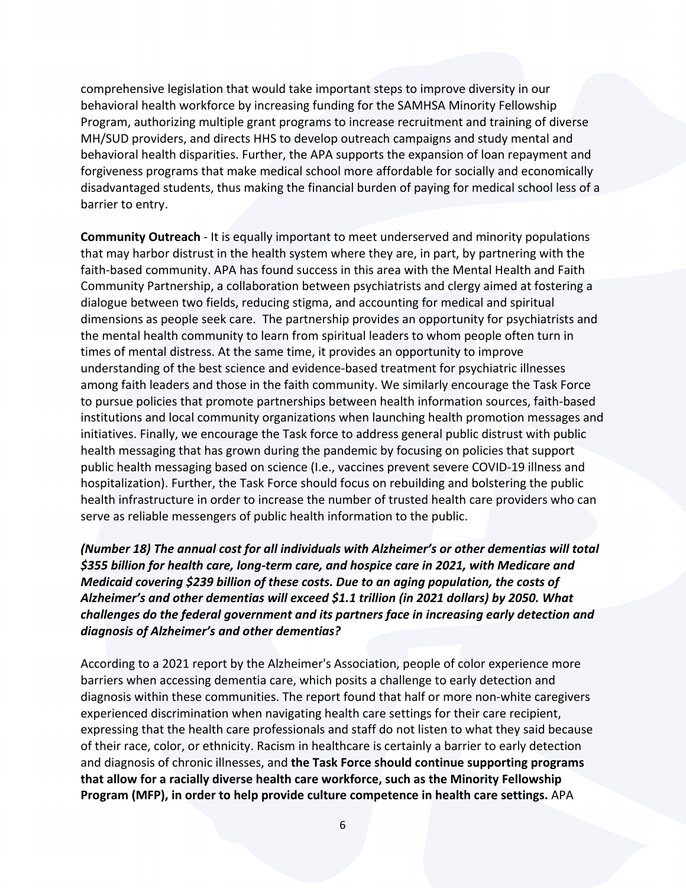comprehensive legislation that would take important steps to improve diversity in our behavioral health workforce by increasing funding for the SAMHSA Minority Fellowship Program, authorizing multiple grant programs to increase recruitment and training of diverse MH/SUD providers, and directs HHS to develop outreach campaigns and study mental and behavioral health disparities. Further, the APA supports the expansion of loan repayment and forgiveness programs that make medical school more affordable for socially and economically disadvantaged students, thus making the financial burden of paying for medical school less of a barrier to entry.

**Community Outreach** - It is equally important to meet underserved and minority populations that may harbor distrust in the health system where they are, in part, by partnering with the faith-based community. APA has found success in this area with the Mental Health and Faith Community Partnership, a collaboration between psychiatrists and clergy aimed at fostering a dialogue between two fields, reducing stigma, and accounting for medical and spiritual dimensions as people seek care. The partnership provides an opportunity for psychiatrists and the mental health community to learn from spiritual leaders to whom people often turn in times of mental distress. At the same time, it provides an opportunity to improve understanding of the best science and evidence-based treatment for psychiatric illnesses among faith leaders and those in the faith community. We similarly encourage the Task Force to pursue policies that promote partnerships between health information sources, faith-based institutions and local community organizations when launching health promotion messages and initiatives. Finally, we encourage the Task force to address general public distrust with public health messaging that has grown during the pandemic by focusing on policies that support public health messaging based on science (I.e., vaccines prevent severe COVID-19 illness and hospitalization). Further, the Task Force should focus on rebuilding and bolstering the public health infrastructure in order to increase the number of trusted health care providers who can serve as reliable messengers of public health information to the public.

***(Number 18) The annual cost for all individuals with Alzheimer's or other dementias will total $355 billion for health care, long-term care, and hospice care in 2021, with Medicare and Medicaid covering $239 billion of these costs. Due to an aging population, the costs of Alzheimer's and other dementias will exceed $1.1 trillion (in 2021 dollars) by 2050. What challenges do the federal government and its partners face in increasing early detection and diagnosis of Alzheimer's and other dementias?***

According to a 2021 report by the Alzheimer's Association, people of color experience more barriers when accessing dementia care, which posits a challenge to early detection and diagnosis within these communities. The report found that half or more non-white caregivers experienced discrimination when navigating health care settings for their care recipient, expressing that the health care professionals and staff do not listen to what they said because of their race, color, or ethnicity. Racism in healthcare is certainly a barrier to early detection and diagnosis of chronic illnesses, and **the Task Force should continue supporting programs that allow for a racially diverse health care workforce, such as the Minority Fellowship Program (MFP), in order to help provide culture competence in health care settings.** APA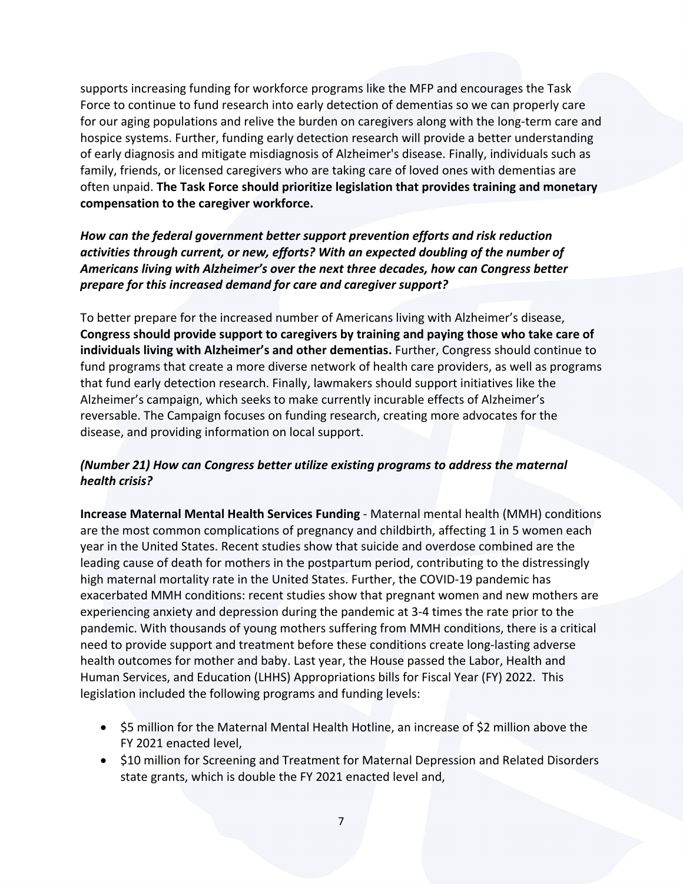supports increasing funding for workforce programs like the MFP and encourages the Task Force to continue to fund research into early detection of dementias so we can properly care for our aging populations and relive the burden on caregivers along with the long-term care and hospice systems. Further, funding early detection research will provide a better understanding of early diagnosis and mitigate misdiagnosis of Alzheimer's disease. Finally, individuals such as family, friends, or licensed caregivers who are taking care of loved ones with dementias are often unpaid. **The Task Force should prioritize legislation that provides training and monetary compensation to the caregiver workforce.**

***How can the federal government better support prevention efforts and risk reduction activities through current, or new, efforts? With an expected doubling of the number of Americans living with Alzheimer's over the next three decades, how can Congress better prepare for this increased demand for care and caregiver support?***

To better prepare for the increased number of Americans living with Alzheimer's disease, **Congress should provide support to caregivers by training and paying those who take care of individuals living with Alzheimer's and other dementias.** Further, Congress should continue to fund programs that create a more diverse network of health care providers, as well as programs that fund early detection research. Finally, lawmakers should support initiatives like the Alzheimer's campaign, which seeks to make currently incurable effects of Alzheimer's reversable. The Campaign focuses on funding research, creating more advocates for the disease, and providing information on local support.

***(Number 21) How can Congress better utilize existing programs to address the maternal health crisis?***

**Increase Maternal Mental Health Services Funding** - Maternal mental health (MMH) conditions are the most common complications of pregnancy and childbirth, affecting 1 in 5 women each year in the United States. Recent studies show that suicide and overdose combined are the leading cause of death for mothers in the postpartum period, contributing to the distressingly high maternal mortality rate in the United States. Further, the COVID-19 pandemic has exacerbated MMH conditions: recent studies show that pregnant women and new mothers are experiencing anxiety and depression during the pandemic at 3-4 times the rate prior to the pandemic. With thousands of young mothers suffering from MMH conditions, there is a critical need to provide support and treatment before these conditions create long-lasting adverse health outcomes for mother and baby. Last year, the House passed the Labor, Health and Human Services, and Education (LHHS) Appropriations bills for Fiscal Year (FY) 2022. This legislation included the following programs and funding levels:

- $5 million for the Maternal Mental Health Hotline, an increase of $2 million above the FY 2021 enacted level,
- $10 million for Screening and Treatment for Maternal Depression and Related Disorders state grants, which is double the FY 2021 enacted level and,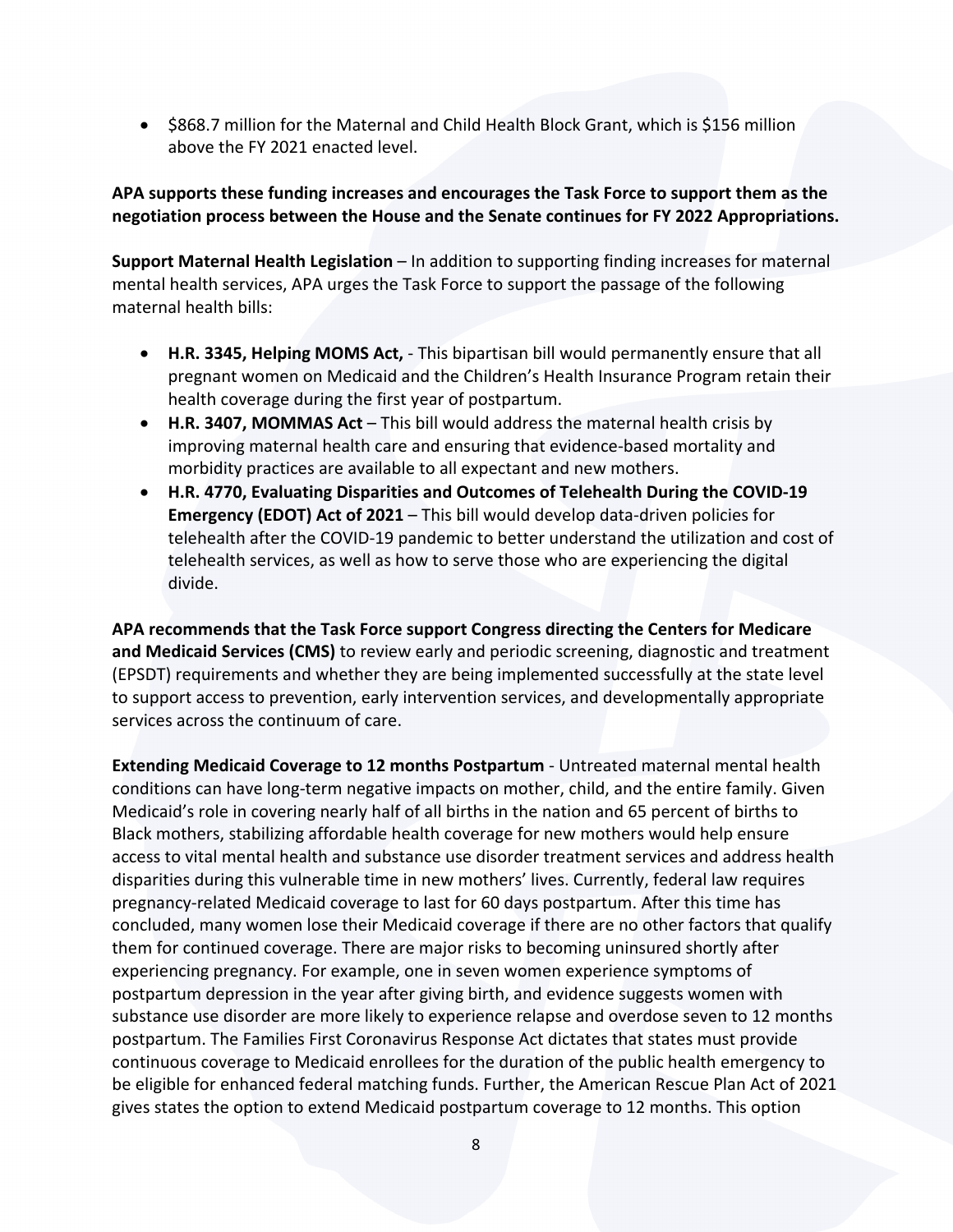- $868.7 million for the Maternal and Child Health Block Grant, which is $156 million above the FY 2021 enacted level.

**APA supports these funding increases and encourages the Task Force to support them as the negotiation process between the House and the Senate continues for FY 2022 Appropriations.**

**Support Maternal Health Legislation** – In addition to supporting finding increases for maternal mental health services, APA urges the Task Force to support the passage of the following maternal health bills:

- **H.R. 3345, Helping MOMS Act,** - This bipartisan bill would permanently ensure that all pregnant women on Medicaid and the Children's Health Insurance Program retain their health coverage during the first year of postpartum.
- **H.R. 3407, MOMMAS Act** – This bill would address the maternal health crisis by improving maternal health care and ensuring that evidence-based mortality and morbidity practices are available to all expectant and new mothers.
- **H.R. 4770, Evaluating Disparities and Outcomes of Telehealth During the COVID-19 Emergency (EDOT) Act of 2021** – This bill would develop data-driven policies for telehealth after the COVID-19 pandemic to better understand the utilization and cost of telehealth services, as well as how to serve those who are experiencing the digital divide.

**APA recommends that the Task Force support Congress directing the Centers for Medicare and Medicaid Services (CMS)** to review early and periodic screening, diagnostic and treatment (EPSDT) requirements and whether they are being implemented successfully at the state level to support access to prevention, early intervention services, and developmentally appropriate services across the continuum of care.

**Extending Medicaid Coverage to 12 months Postpartum** - Untreated maternal mental health conditions can have long-term negative impacts on mother, child, and the entire family. Given Medicaid's role in covering nearly half of all births in the nation and 65 percent of births to Black mothers, stabilizing affordable health coverage for new mothers would help ensure access to vital mental health and substance use disorder treatment services and address health disparities during this vulnerable time in new mothers' lives. Currently, federal law requires pregnancy-related Medicaid coverage to last for 60 days postpartum. After this time has concluded, many women lose their Medicaid coverage if there are no other factors that qualify them for continued coverage. There are major risks to becoming uninsured shortly after experiencing pregnancy. For example, one in seven women experience symptoms of postpartum depression in the year after giving birth, and evidence suggests women with substance use disorder are more likely to experience relapse and overdose seven to 12 months postpartum. The Families First Coronavirus Response Act dictates that states must provide continuous coverage to Medicaid enrollees for the duration of the public health emergency to be eligible for enhanced federal matching funds. Further, the American Rescue Plan Act of 2021 gives states the option to extend Medicaid postpartum coverage to 12 months. This option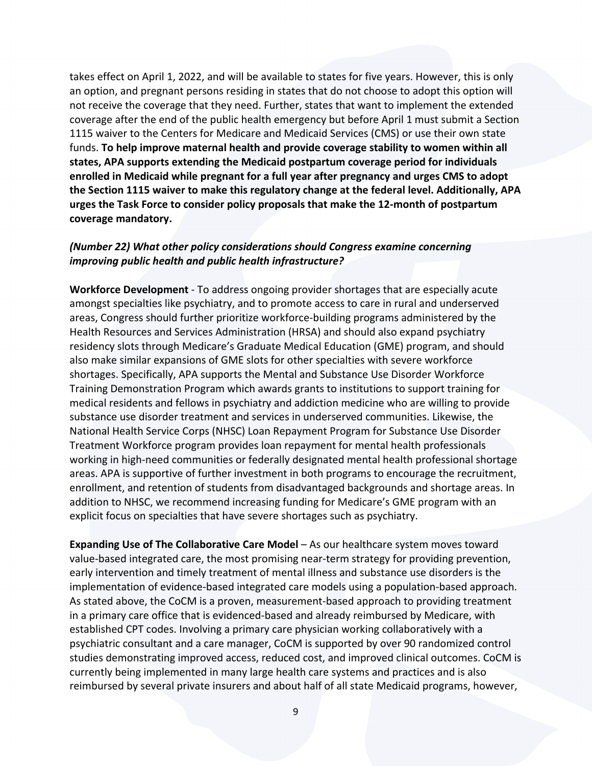takes effect on April 1, 2022, and will be available to states for five years. However, this is only an option, and pregnant persons residing in states that do not choose to adopt this option will not receive the coverage that they need. Further, states that want to implement the extended coverage after the end of the public health emergency but before April 1 must submit a Section 1115 waiver to the Centers for Medicare and Medicaid Services (CMS) or use their own state funds. **To help improve maternal health and provide coverage stability to women within all states, APA supports extending the Medicaid postpartum coverage period for individuals enrolled in Medicaid while pregnant for a full year after pregnancy and urges CMS to adopt the Section 1115 waiver to make this regulatory change at the federal level. Additionally, APA urges the Task Force to consider policy proposals that make the 12-month of postpartum coverage mandatory.**

***(Number 22) What other policy considerations should Congress examine concerning improving public health and public health infrastructure?***

**Workforce Development** - To address ongoing provider shortages that are especially acute amongst specialties like psychiatry, and to promote access to care in rural and underserved areas, Congress should further prioritize workforce-building programs administered by the Health Resources and Services Administration (HRSA) and should also expand psychiatry residency slots through Medicare's Graduate Medical Education (GME) program, and should also make similar expansions of GME slots for other specialties with severe workforce shortages. Specifically, APA supports the Mental and Substance Use Disorder Workforce Training Demonstration Program which awards grants to institutions to support training for medical residents and fellows in psychiatry and addiction medicine who are willing to provide substance use disorder treatment and services in underserved communities. Likewise, the National Health Service Corps (NHSC) Loan Repayment Program for Substance Use Disorder Treatment Workforce program provides loan repayment for mental health professionals working in high-need communities or federally designated mental health professional shortage areas. APA is supportive of further investment in both programs to encourage the recruitment, enrollment, and retention of students from disadvantaged backgrounds and shortage areas. In addition to NHSC, we recommend increasing funding for Medicare's GME program with an explicit focus on specialties that have severe shortages such as psychiatry.

**Expanding Use of The Collaborative Care Model** – As our healthcare system moves toward value-based integrated care, the most promising near-term strategy for providing prevention, early intervention and timely treatment of mental illness and substance use disorders is the implementation of evidence-based integrated care models using a population-based approach. As stated above, the CoCM is a proven, measurement-based approach to providing treatment in a primary care office that is evidenced-based and already reimbursed by Medicare, with established CPT codes. Involving a primary care physician working collaboratively with a psychiatric consultant and a care manager, CoCM is supported by over 90 randomized control studies demonstrating improved access, reduced cost, and improved clinical outcomes. CoCM is currently being implemented in many large health care systems and practices and is also reimbursed by several private insurers and about half of all state Medicaid programs, however,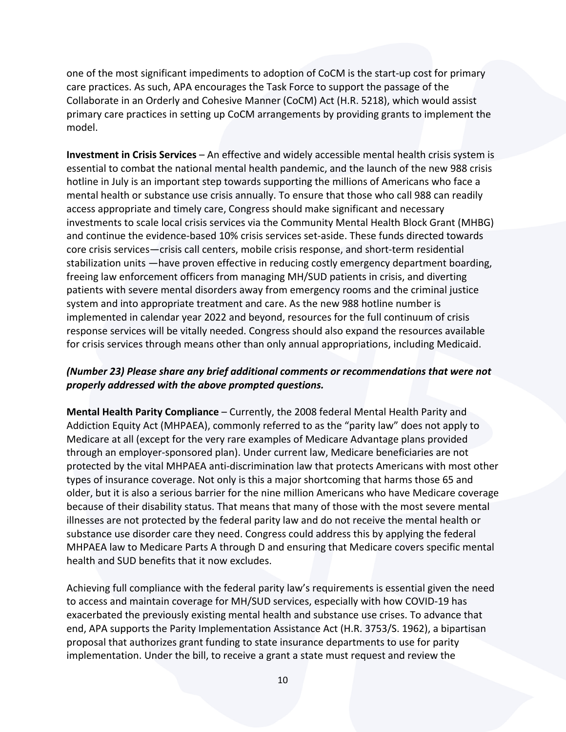one of the most significant impediments to adoption of CoCM is the start-up cost for primary care practices. As such, APA encourages the Task Force to support the passage of the Collaborate in an Orderly and Cohesive Manner (CoCM) Act (H.R. 5218), which would assist primary care practices in setting up CoCM arrangements by providing grants to implement the model.

**Investment in Crisis Services** – An effective and widely accessible mental health crisis system is essential to combat the national mental health pandemic, and the launch of the new 988 crisis hotline in July is an important step towards supporting the millions of Americans who face a mental health or substance use crisis annually. To ensure that those who call 988 can readily access appropriate and timely care, Congress should make significant and necessary investments to scale local crisis services via the Community Mental Health Block Grant (MHBG) and continue the evidence-based 10% crisis services set-aside. These funds directed towards core crisis services—crisis call centers, mobile crisis response, and short-term residential stabilization units —have proven effective in reducing costly emergency department boarding, freeing law enforcement officers from managing MH/SUD patients in crisis, and diverting patients with severe mental disorders away from emergency rooms and the criminal justice system and into appropriate treatment and care. As the new 988 hotline number is implemented in calendar year 2022 and beyond, resources for the full continuum of crisis response services will be vitally needed. Congress should also expand the resources available for crisis services through means other than only annual appropriations, including Medicaid.

***(Number 23) Please share any brief additional comments or recommendations that were not properly addressed with the above prompted questions.***

**Mental Health Parity Compliance** – Currently, the 2008 federal Mental Health Parity and Addiction Equity Act (MHPAEA), commonly referred to as the "parity law" does not apply to Medicare at all (except for the very rare examples of Medicare Advantage plans provided through an employer-sponsored plan). Under current law, Medicare beneficiaries are not protected by the vital MHPAEA anti-discrimination law that protects Americans with most other types of insurance coverage. Not only is this a major shortcoming that harms those 65 and older, but it is also a serious barrier for the nine million Americans who have Medicare coverage because of their disability status. That means that many of those with the most severe mental illnesses are not protected by the federal parity law and do not receive the mental health or substance use disorder care they need. Congress could address this by applying the federal MHPAEA law to Medicare Parts A through D and ensuring that Medicare covers specific mental health and SUD benefits that it now excludes.

Achieving full compliance with the federal parity law's requirements is essential given the need to access and maintain coverage for MH/SUD services, especially with how COVID-19 has exacerbated the previously existing mental health and substance use crises. To advance that end, APA supports the Parity Implementation Assistance Act (H.R. 3753/S. 1962), a bipartisan proposal that authorizes grant funding to state insurance departments to use for parity implementation. Under the bill, to receive a grant a state must request and review the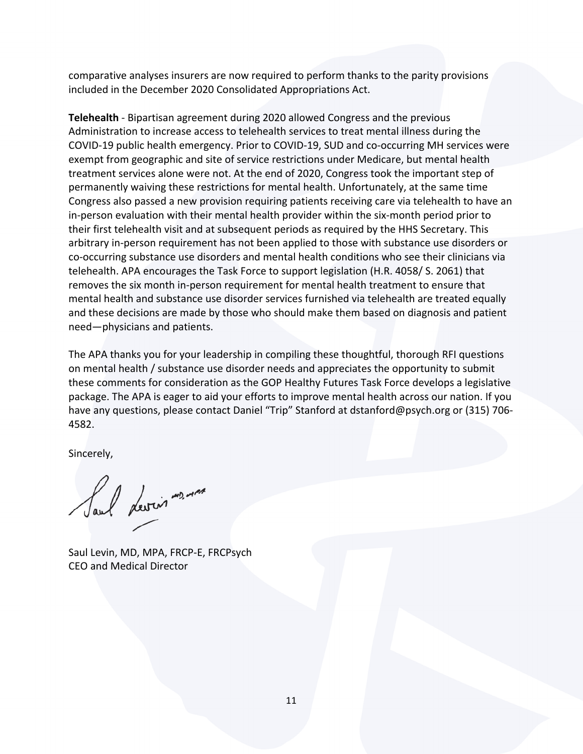comparative analyses insurers are now required to perform thanks to the parity provisions included in the December 2020 Consolidated Appropriations Act.

**Telehealth** - Bipartisan agreement during 2020 allowed Congress and the previous Administration to increase access to telehealth services to treat mental illness during the COVID-19 public health emergency. Prior to COVID-19, SUD and co-occurring MH services were exempt from geographic and site of service restrictions under Medicare, but mental health treatment services alone were not. At the end of 2020, Congress took the important step of permanently waiving these restrictions for mental health. Unfortunately, at the same time Congress also passed a new provision requiring patients receiving care via telehealth to have an in-person evaluation with their mental health provider within the six-month period prior to their first telehealth visit and at subsequent periods as required by the HHS Secretary. This arbitrary in-person requirement has not been applied to those with substance use disorders or co-occurring substance use disorders and mental health conditions who see their clinicians via telehealth. APA encourages the Task Force to support legislation (H.R. 4058/ S. 2061) that removes the six month in-person requirement for mental health treatment to ensure that mental health and substance use disorder services furnished via telehealth are treated equally and these decisions are made by those who should make them based on diagnosis and patient need—physicians and patients.

The APA thanks you for your leadership in compiling these thoughtful, thorough RFI questions on mental health / substance use disorder needs and appreciates the opportunity to submit these comments for consideration as the GOP Healthy Futures Task Force develops a legislative package. The APA is eager to aid your efforts to improve mental health across our nation. If you have any questions, please contact Daniel "Trip" Stanford at dstanford@psych.org or (315) 706-4582.

Sincerely,

Saul Levin, MD, MPA, FRCP-E, FRCPsych
CEO and Medical Director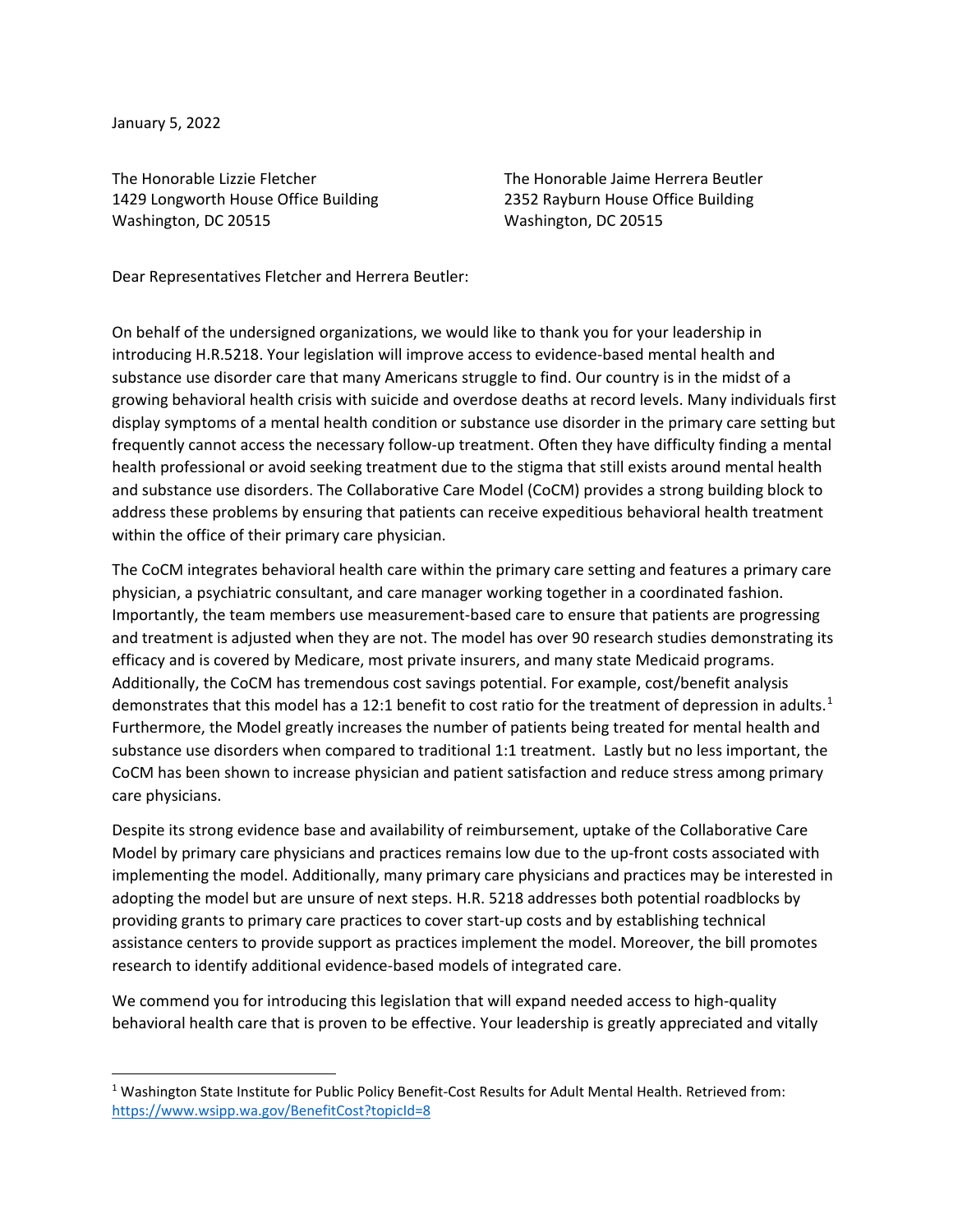January 5, 2022

The Honorable Lizzie Fletcher
1429 Longworth House Office Building
Washington, DC 20515

The Honorable Jaime Herrera Beutler
2352 Rayburn House Office Building
Washington, DC 20515

Dear Representatives Fletcher and Herrera Beutler:

On behalf of the undersigned organizations, we would like to thank you for your leadership in introducing H.R.5218. Your legislation will improve access to evidence-based mental health and substance use disorder care that many Americans struggle to find. Our country is in the midst of a growing behavioral health crisis with suicide and overdose deaths at record levels. Many individuals first display symptoms of a mental health condition or substance use disorder in the primary care setting but frequently cannot access the necessary follow-up treatment. Often they have difficulty finding a mental health professional or avoid seeking treatment due to the stigma that still exists around mental health and substance use disorders. The Collaborative Care Model (CoCM) provides a strong building block to address these problems by ensuring that patients can receive expeditious behavioral health treatment within the office of their primary care physician.

The CoCM integrates behavioral health care within the primary care setting and features a primary care physician, a psychiatric consultant, and care manager working together in a coordinated fashion. Importantly, the team members use measurement-based care to ensure that patients are progressing and treatment is adjusted when they are not. The model has over 90 research studies demonstrating its efficacy and is covered by Medicare, most private insurers, and many state Medicaid programs. Additionally, the CoCM has tremendous cost savings potential. For example, cost/benefit analysis demonstrates that this model has a 12:1 benefit to cost ratio for the treatment of depression in adults.[1] Furthermore, the Model greatly increases the number of patients being treated for mental health and substance use disorders when compared to traditional 1:1 treatment. Lastly but no less important, the CoCM has been shown to increase physician and patient satisfaction and reduce stress among primary care physicians.

Despite its strong evidence base and availability of reimbursement, uptake of the Collaborative Care Model by primary care physicians and practices remains low due to the up-front costs associated with implementing the model. Additionally, many primary care physicians and practices may be interested in adopting the model but are unsure of next steps. H.R. 5218 addresses both potential roadblocks by providing grants to primary care practices to cover start-up costs and by establishing technical assistance centers to provide support as practices implement the model. Moreover, the bill promotes research to identify additional evidence-based models of integrated care.

We commend you for introducing this legislation that will expand needed access to high-quality behavioral health care that is proven to be effective. Your leadership is greatly appreciated and vitally

[1] Washington State Institute for Public Policy Benefit-Cost Results for Adult Mental Health. Retrieved from: https://www.wsipp.wa.gov/BenefitCost?topicId=8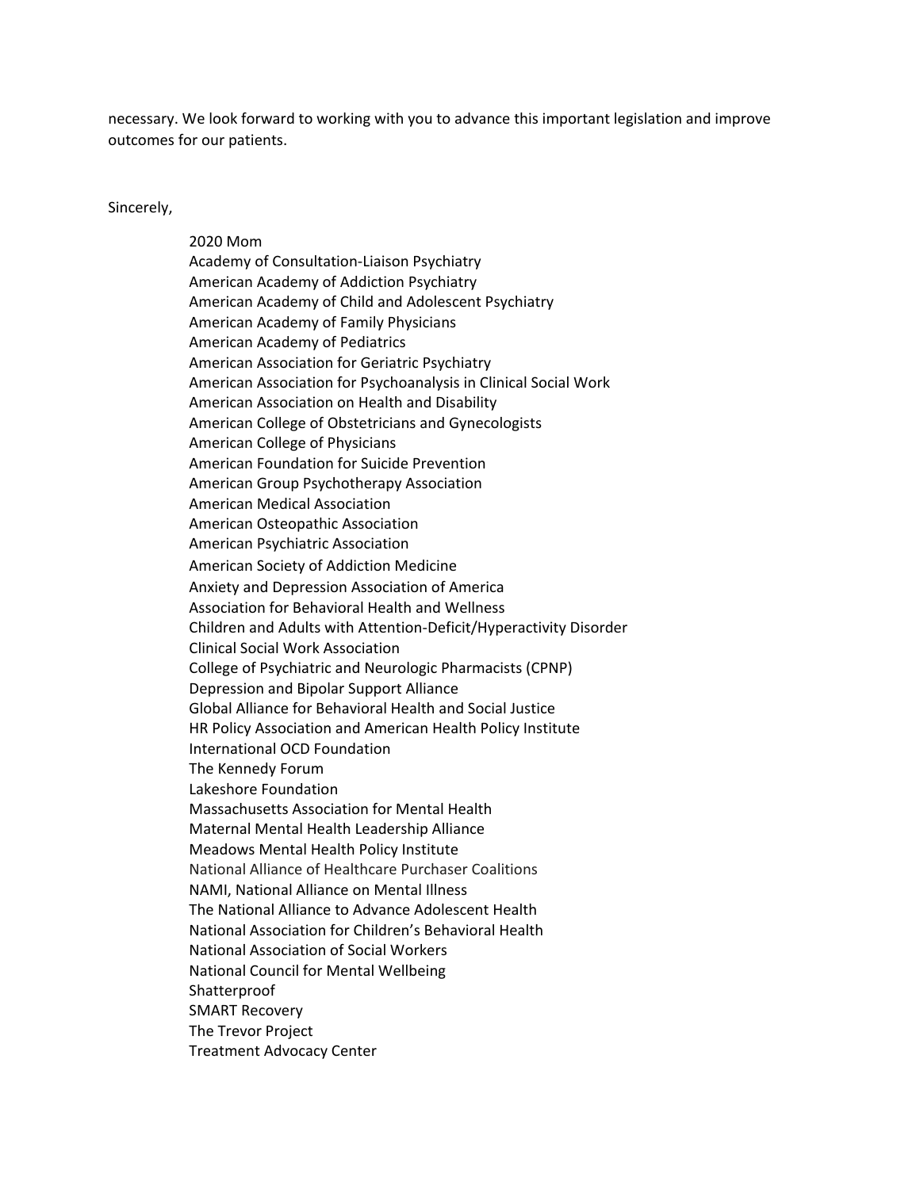necessary. We look forward to working with you to advance this important legislation and improve outcomes for our patients.

Sincerely,

2020 Mom
Academy of Consultation-Liaison Psychiatry
American Academy of Addiction Psychiatry
American Academy of Child and Adolescent Psychiatry
American Academy of Family Physicians
American Academy of Pediatrics
American Association for Geriatric Psychiatry
American Association for Psychoanalysis in Clinical Social Work
American Association on Health and Disability
American College of Obstetricians and Gynecologists
American College of Physicians
American Foundation for Suicide Prevention
American Group Psychotherapy Association
American Medical Association
American Osteopathic Association
American Psychiatric Association
American Society of Addiction Medicine
Anxiety and Depression Association of America
Association for Behavioral Health and Wellness
Children and Adults with Attention-Deficit/Hyperactivity Disorder
Clinical Social Work Association
College of Psychiatric and Neurologic Pharmacists (CPNP)
Depression and Bipolar Support Alliance
Global Alliance for Behavioral Health and Social Justice
HR Policy Association and American Health Policy Institute
International OCD Foundation
The Kennedy Forum
Lakeshore Foundation
Massachusetts Association for Mental Health
Maternal Mental Health Leadership Alliance
Meadows Mental Health Policy Institute
National Alliance of Healthcare Purchaser Coalitions
NAMI, National Alliance on Mental Illness
The National Alliance to Advance Adolescent Health
National Association for Children's Behavioral Health
National Association of Social Workers
National Council for Mental Wellbeing
Shatterproof
SMART Recovery
The Trevor Project
Treatment Advocacy Center